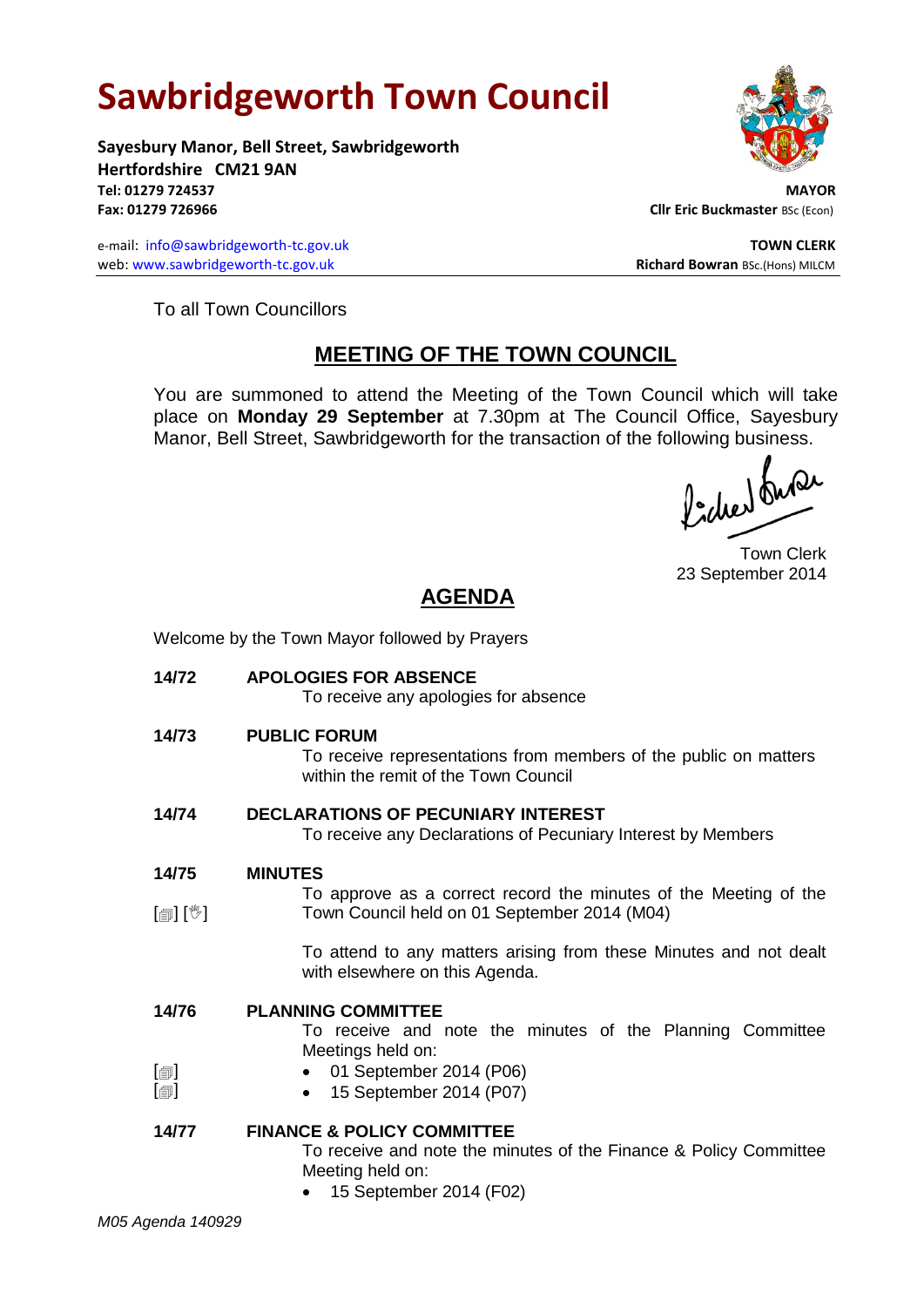# Sawbridgeworth Town Council

**Sayesbury Manor, Bell Street, Sawbridgeworth**
**Hertfordshire CM21 9AN**
**Tel: 01279 724537**
**Fax: 01279 726966**

**MAYOR**
**Cllr Eric Buckmaster** BSc (Econ)

e-mail: info@sawbridgeworth-tc.gov.uk
web: www.sawbridgeworth-tc.gov.uk

**TOWN CLERK**
**Richard Bowran** BSc.(Hons) MILCM

To all Town Councillors

## MEETING OF THE TOWN COUNCIL

You are summoned to attend the Meeting of the Town Council which will take place on **Monday 29 September** at 7.30pm at The Council Office, Sayesbury Manor, Bell Street, Sawbridgeworth for the transaction of the following business.

Town Clerk
23 September 2014

## AGENDA

Welcome by the Town Mayor followed by Prayers

**14/72 APOLOGIES FOR ABSENCE**

To receive any apologies for absence

**14/73 PUBLIC FORUM**

To receive representations from members of the public on matters within the remit of the Town Council

**14/74 DECLARATIONS OF PECUNIARY INTEREST**

To receive any Declarations of Pecuniary Interest by Members

**14/75 MINUTES**

[] [] To approve as a correct record the minutes of the Meeting of the Town Council held on 01 September 2014 (M04)

To attend to any matters arising from these Minutes and not dealt with elsewhere on this Agenda.

**14/76 PLANNING COMMITTEE**

To receive and note the minutes of the Planning Committee Meetings held on:

- [] 01 September 2014 (P06)
- [] 15 September 2014 (P07)

**14/77 FINANCE & POLICY COMMITTEE**

To receive and note the minutes of the Finance & Policy Committee Meeting held on:

- 15 September 2014 (F02)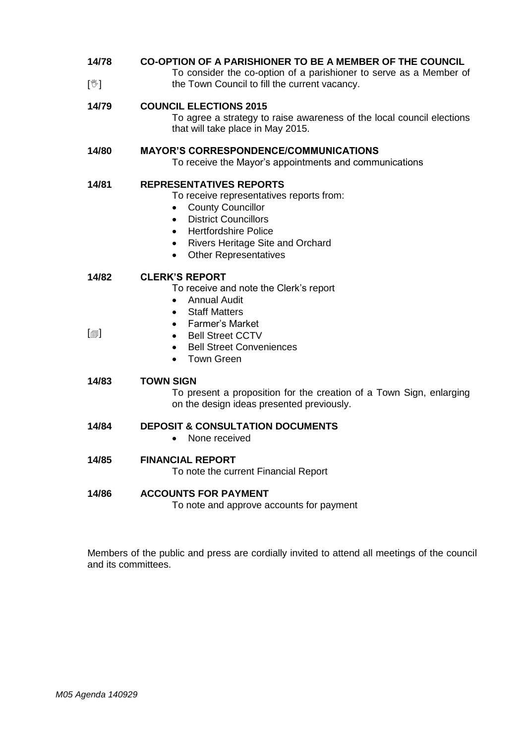**14/78 CO-OPTION OF A PARISHIONER TO BE A MEMBER OF THE COUNCIL**

[✋] To consider the co-option of a parishioner to serve as a Member of the Town Council to fill the current vacancy.

**14/79 COUNCIL ELECTIONS 2015**

To agree a strategy to raise awareness of the local council elections that will take place in May 2015.

**14/80 MAYOR'S CORRESPONDENCE/COMMUNICATIONS**

To receive the Mayor's appointments and communications

**14/81 REPRESENTATIVES REPORTS**

To receive representatives reports from:

- County Councillor
- District Councillors
- Hertfordshire Police
- Rivers Heritage Site and Orchard
- Other Representatives

**14/82 CLERK'S REPORT**

To receive and note the Clerk's report

- Annual Audit
- Staff Matters
- Farmer's Market
- Bell Street CCTV
- Bell Street Conveniences
- Town Green

[📄]

**14/83 TOWN SIGN**

To present a proposition for the creation of a Town Sign, enlarging on the design ideas presented previously.

**14/84 DEPOSIT & CONSULTATION DOCUMENTS**

- None received

**14/85 FINANCIAL REPORT**

To note the current Financial Report

**14/86 ACCOUNTS FOR PAYMENT**

To note and approve accounts for payment

Members of the public and press are cordially invited to attend all meetings of the council and its committees.

*M05 Agenda 140929*